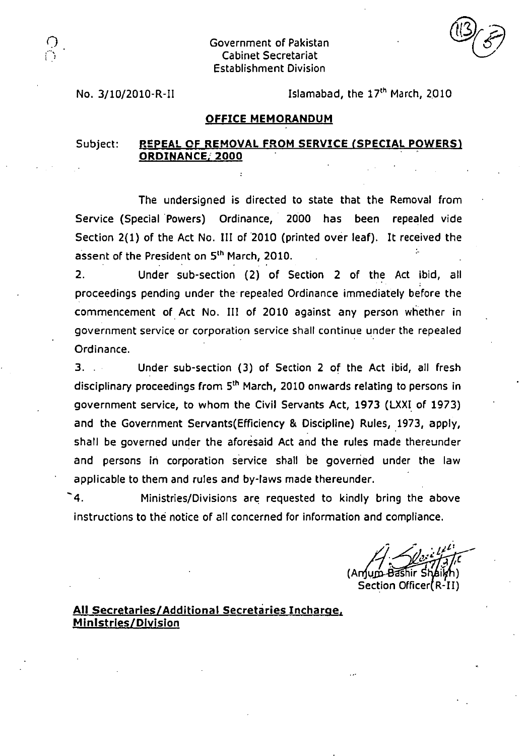Government of Pakistan
Cabinet Secretariat
Establishment Division

No. 3/10/2010-R-II

Islamabad, the 17th March, 2010

## OFFICE MEMORANDUM

Subject: **REPEAL OF REMOVAL FROM SERVICE (SPECIAL POWERS) ORDINANCE, 2000**

The undersigned is directed to state that the Removal from Service (Special Powers) Ordinance, 2000 has been repealed vide Section 2(1) of the Act No. III of 2010 (printed over leaf). It received the assent of the President on 5th March, 2010.

2. Under sub-section (2) of Section 2 of the Act ibid, all proceedings pending under the repealed Ordinance immediately before the commencement of Act No. III of 2010 against any person whether in government service or corporation service shall continue under the repealed Ordinance.

3. Under sub-section (3) of Section 2 of the Act ibid, all fresh disciplinary proceedings from 5th March, 2010 onwards relating to persons in government service, to whom the Civil Servants Act, 1973 (LXXI of 1973) and the Government Servants(Efficiency & Discipline) Rules, 1973, apply, shall be governed under the aforesaid Act and the rules made thereunder and persons in corporation service shall be governed under the law applicable to them and rules and by-laws made thereunder.

4. Ministries/Divisions are requested to kindly bring the above instructions to the notice of all concerned for information and compliance.

(Anjum Bashir Shaikh)
Section Officer(R-II)

**All Secretaries/Additional Secretaries Incharge, Ministries/Division**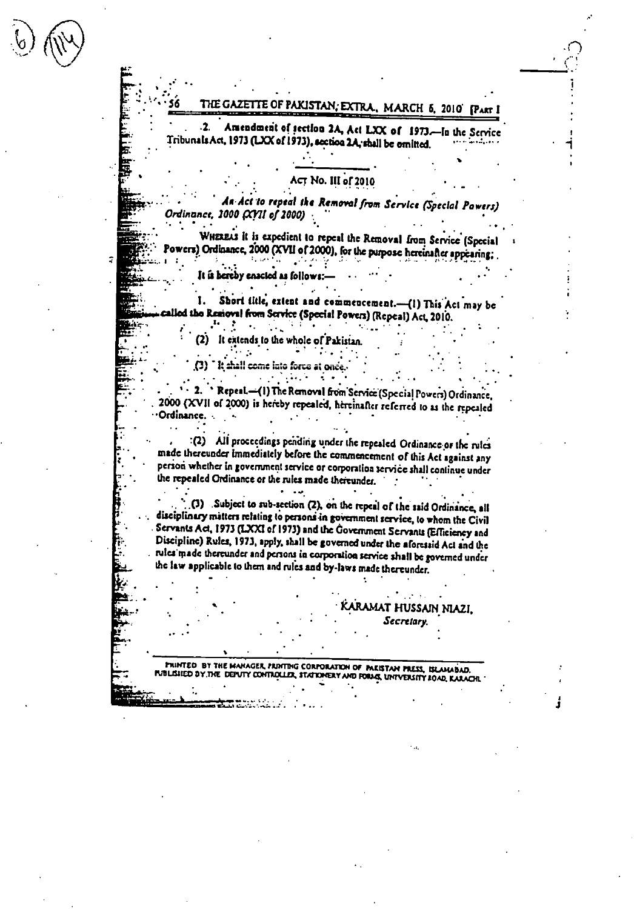**2. Amendment of section 2A, Act LXX of 1973.**—In the Service Tribunals Act, 1973 (LXX of 1973), section 2A, shall be omitted.

---

## ACT No. III of 2010

*An Act to repeal the Removal from Service (Special Powers) Ordinance, 2000 (XVII of 2000)*

WHEREAS it is expedient to repeal the Removal from Service (Special Powers) Ordinance, 2000 (XVII of 2000), for the purpose hereinafter appearing;

It is hereby enacted as follows:—

**1. Short title, extent and commencement.**—(1) This Act may be called the Removal from Service (Special Powers) (Repeal) Act, 2010.

(2) It extends to the whole of Pakistan.

(3) It shall come into force at once.

**2. Repeal.**—(1) The Removal from Service (Special Powers) Ordinance, 2000 (XVII of 2000) is hereby repealed, hereinafter referred to as the repealed Ordinance.

(2) All proceedings pending under the repealed Ordinance or the rules made thereunder immediately before the commencement of this Act against any person whether in government service or corporation service shall continue under the repealed Ordinance or the rules made thereunder.

(3) Subject to sub-section (2), on the repeal of the said Ordinance, all disciplinary matters relating to persons in government service, to whom the Civil Servants Act, 1973 (LXXI of 1973) and the Government Servants (Efficiency and Discipline) Rules, 1973, apply, shall be governed under the aforesaid Act and the rules made thereunder and persons in corporation service shall be governed under the law applicable to them and rules and by-laws made thereunder.

KARAMAT HUSSAIN NIAZI,
*Secretary.*

---

PRINTED BY THE MANAGER, PRINTING CORPORATION OF PAKISTAN PRESS, ISLAMABAD.
PUBLISHED BY THE DEPUTY CONTROLLER, STATIONERY AND FORMS, UNIVERSITY ROAD, KARACHI.